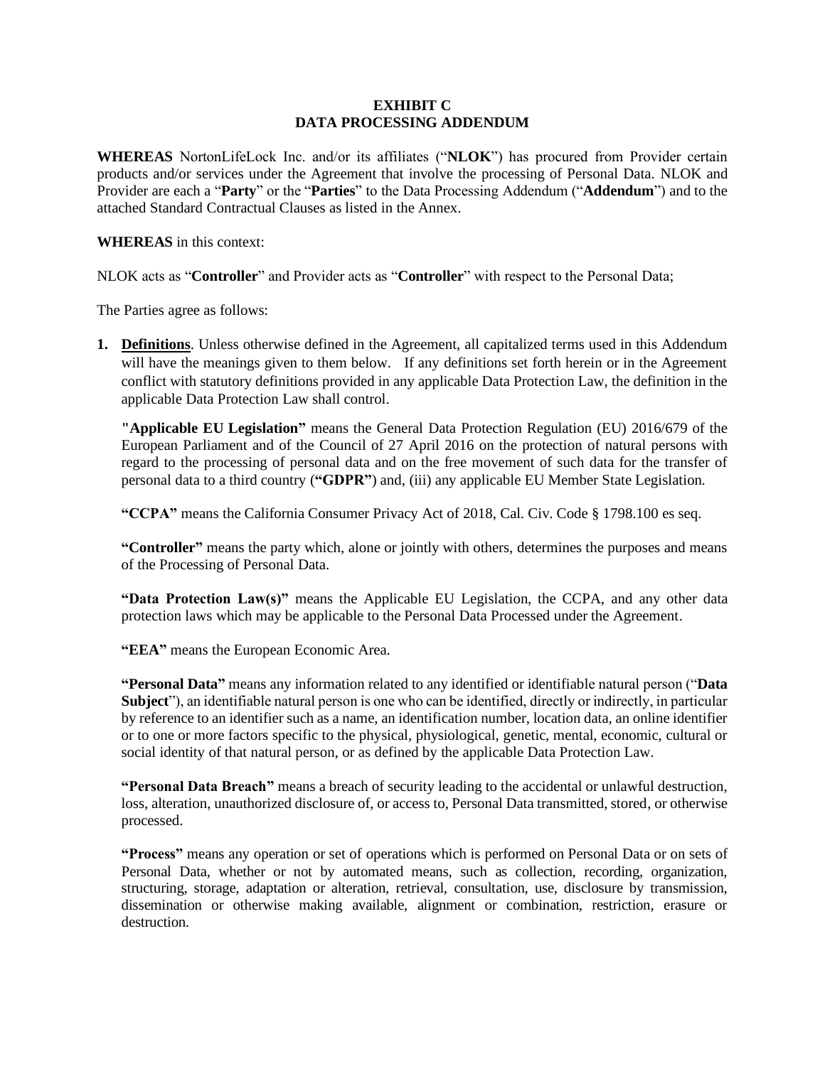# EXHIBIT C
# DATA PROCESSING ADDENDUM

**WHEREAS** NortonLifeLock Inc. and/or its affiliates ("**NLOK**") has procured from Provider certain products and/or services under the Agreement that involve the processing of Personal Data. NLOK and Provider are each a "**Party**" or the "**Parties**" to the Data Processing Addendum ("**Addendum**") and to the attached Standard Contractual Clauses as listed in the Annex.

**WHEREAS** in this context:

NLOK acts as "**Controller**" and Provider acts as "**Controller**" with respect to the Personal Data;

The Parties agree as follows:

1. **Definitions**. Unless otherwise defined in the Agreement, all capitalized terms used in this Addendum will have the meanings given to them below. If any definitions set forth herein or in the Agreement conflict with statutory definitions provided in any applicable Data Protection Law, the definition in the applicable Data Protection Law shall control.

   **"Applicable EU Legislation"** means the General Data Protection Regulation (EU) 2016/679 of the European Parliament and of the Council of 27 April 2016 on the protection of natural persons with regard to the processing of personal data and on the free movement of such data for the transfer of personal data to a third country (**"GDPR"**) and, (iii) any applicable EU Member State Legislation.

   **"CCPA"** means the California Consumer Privacy Act of 2018, Cal. Civ. Code § 1798.100 es seq.

   **"Controller"** means the party which, alone or jointly with others, determines the purposes and means of the Processing of Personal Data.

   **"Data Protection Law(s)"** means the Applicable EU Legislation, the CCPA, and any other data protection laws which may be applicable to the Personal Data Processed under the Agreement.

   **"EEA"** means the European Economic Area.

   **"Personal Data"** means any information related to any identified or identifiable natural person ("**Data Subject**"), an identifiable natural person is one who can be identified, directly or indirectly, in particular by reference to an identifier such as a name, an identification number, location data, an online identifier or to one or more factors specific to the physical, physiological, genetic, mental, economic, cultural or social identity of that natural person, or as defined by the applicable Data Protection Law.

   **"Personal Data Breach"** means a breach of security leading to the accidental or unlawful destruction, loss, alteration, unauthorized disclosure of, or access to, Personal Data transmitted, stored, or otherwise processed.

   **"Process"** means any operation or set of operations which is performed on Personal Data or on sets of Personal Data, whether or not by automated means, such as collection, recording, organization, structuring, storage, adaptation or alteration, retrieval, consultation, use, disclosure by transmission, dissemination or otherwise making available, alignment or combination, restriction, erasure or destruction.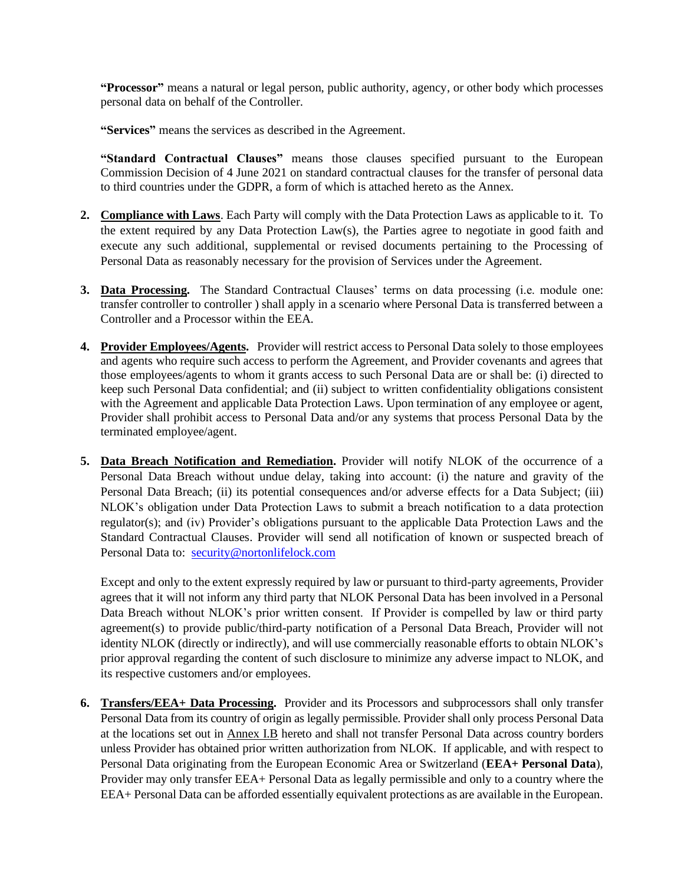**"Processor"** means a natural or legal person, public authority, agency, or other body which processes personal data on behalf of the Controller.

**"Services"** means the services as described in the Agreement.

**"Standard Contractual Clauses"** means those clauses specified pursuant to the European Commission Decision of 4 June 2021 on standard contractual clauses for the transfer of personal data to third countries under the GDPR, a form of which is attached hereto as the Annex.

2. **Compliance with Laws**. Each Party will comply with the Data Protection Laws as applicable to it. To the extent required by any Data Protection Law(s), the Parties agree to negotiate in good faith and execute any such additional, supplemental or revised documents pertaining to the Processing of Personal Data as reasonably necessary for the provision of Services under the Agreement.

3. **Data Processing.** The Standard Contractual Clauses' terms on data processing (i.e. module one: transfer controller to controller ) shall apply in a scenario where Personal Data is transferred between a Controller and a Processor within the EEA.

4. **Provider Employees/Agents.** Provider will restrict access to Personal Data solely to those employees and agents who require such access to perform the Agreement, and Provider covenants and agrees that those employees/agents to whom it grants access to such Personal Data are or shall be: (i) directed to keep such Personal Data confidential; and (ii) subject to written confidentiality obligations consistent with the Agreement and applicable Data Protection Laws. Upon termination of any employee or agent, Provider shall prohibit access to Personal Data and/or any systems that process Personal Data by the terminated employee/agent.

5. **Data Breach Notification and Remediation.** Provider will notify NLOK of the occurrence of a Personal Data Breach without undue delay, taking into account: (i) the nature and gravity of the Personal Data Breach; (ii) its potential consequences and/or adverse effects for a Data Subject; (iii) NLOK's obligation under Data Protection Laws to submit a breach notification to a data protection regulator(s); and (iv) Provider's obligations pursuant to the applicable Data Protection Laws and the Standard Contractual Clauses. Provider will send all notification of known or suspected breach of Personal Data to: security@nortonlifelock.com

   Except and only to the extent expressly required by law or pursuant to third-party agreements, Provider agrees that it will not inform any third party that NLOK Personal Data has been involved in a Personal Data Breach without NLOK's prior written consent. If Provider is compelled by law or third party agreement(s) to provide public/third-party notification of a Personal Data Breach, Provider will not identity NLOK (directly or indirectly), and will use commercially reasonable efforts to obtain NLOK's prior approval regarding the content of such disclosure to minimize any adverse impact to NLOK, and its respective customers and/or employees.

6. **Transfers/EEA+ Data Processing.** Provider and its Processors and subprocessors shall only transfer Personal Data from its country of origin as legally permissible. Provider shall only process Personal Data at the locations set out in Annex I.B hereto and shall not transfer Personal Data across country borders unless Provider has obtained prior written authorization from NLOK. If applicable, and with respect to Personal Data originating from the European Economic Area or Switzerland (**EEA+ Personal Data**), Provider may only transfer EEA+ Personal Data as legally permissible and only to a country where the EEA+ Personal Data can be afforded essentially equivalent protections as are available in the European.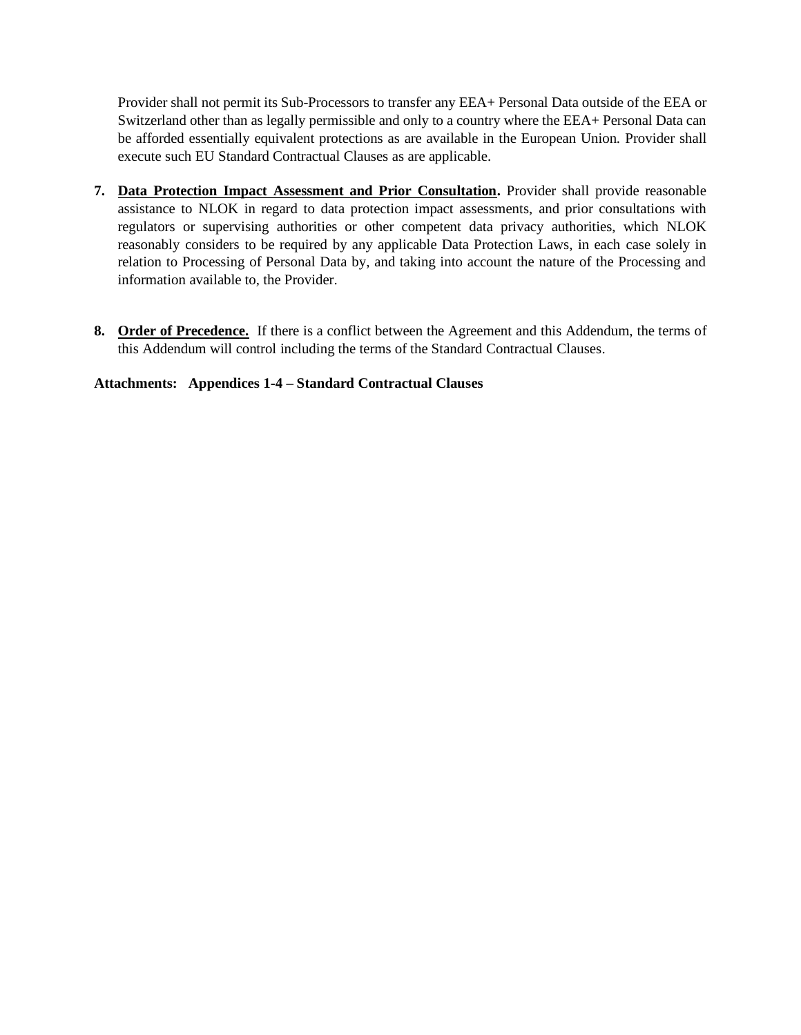Provider shall not permit its Sub-Processors to transfer any EEA+ Personal Data outside of the EEA or Switzerland other than as legally permissible and only to a country where the EEA+ Personal Data can be afforded essentially equivalent protections as are available in the European Union. Provider shall execute such EU Standard Contractual Clauses as are applicable.

7. **Data Protection Impact Assessment and Prior Consultation.** Provider shall provide reasonable assistance to NLOK in regard to data protection impact assessments, and prior consultations with regulators or supervising authorities or other competent data privacy authorities, which NLOK reasonably considers to be required by any applicable Data Protection Laws, in each case solely in relation to Processing of Personal Data by, and taking into account the nature of the Processing and information available to, the Provider.

8. **Order of Precedence.** If there is a conflict between the Agreement and this Addendum, the terms of this Addendum will control including the terms of the Standard Contractual Clauses.

**Attachments: Appendices 1-4 – Standard Contractual Clauses**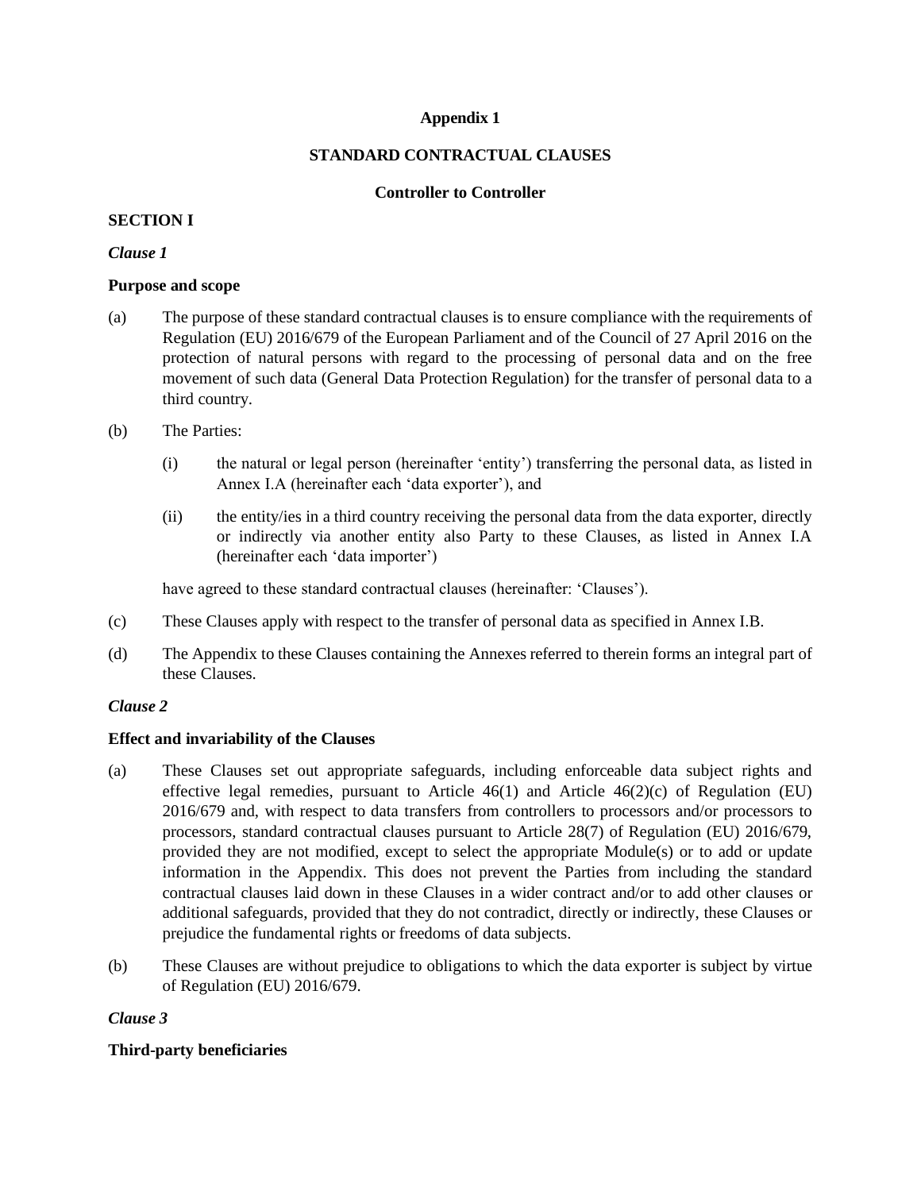**Appendix 1**

**STANDARD CONTRACTUAL CLAUSES**

**Controller to Controller**

**SECTION I**

*Clause 1*

**Purpose and scope**

(a) The purpose of these standard contractual clauses is to ensure compliance with the requirements of Regulation (EU) 2016/679 of the European Parliament and of the Council of 27 April 2016 on the protection of natural persons with regard to the processing of personal data and on the free movement of such data (General Data Protection Regulation) for the transfer of personal data to a third country.

(b) The Parties:

  (i) the natural or legal person (hereinafter 'entity') transferring the personal data, as listed in Annex I.A (hereinafter each 'data exporter'), and

  (ii) the entity/ies in a third country receiving the personal data from the data exporter, directly or indirectly via another entity also Party to these Clauses, as listed in Annex I.A (hereinafter each 'data importer')

  have agreed to these standard contractual clauses (hereinafter: 'Clauses').

(c) These Clauses apply with respect to the transfer of personal data as specified in Annex I.B.

(d) The Appendix to these Clauses containing the Annexes referred to therein forms an integral part of these Clauses.

*Clause 2*

**Effect and invariability of the Clauses**

(a) These Clauses set out appropriate safeguards, including enforceable data subject rights and effective legal remedies, pursuant to Article 46(1) and Article 46(2)(c) of Regulation (EU) 2016/679 and, with respect to data transfers from controllers to processors and/or processors to processors, standard contractual clauses pursuant to Article 28(7) of Regulation (EU) 2016/679, provided they are not modified, except to select the appropriate Module(s) or to add or update information in the Appendix. This does not prevent the Parties from including the standard contractual clauses laid down in these Clauses in a wider contract and/or to add other clauses or additional safeguards, provided that they do not contradict, directly or indirectly, these Clauses or prejudice the fundamental rights or freedoms of data subjects.

(b) These Clauses are without prejudice to obligations to which the data exporter is subject by virtue of Regulation (EU) 2016/679.

*Clause 3*

**Third-party beneficiaries**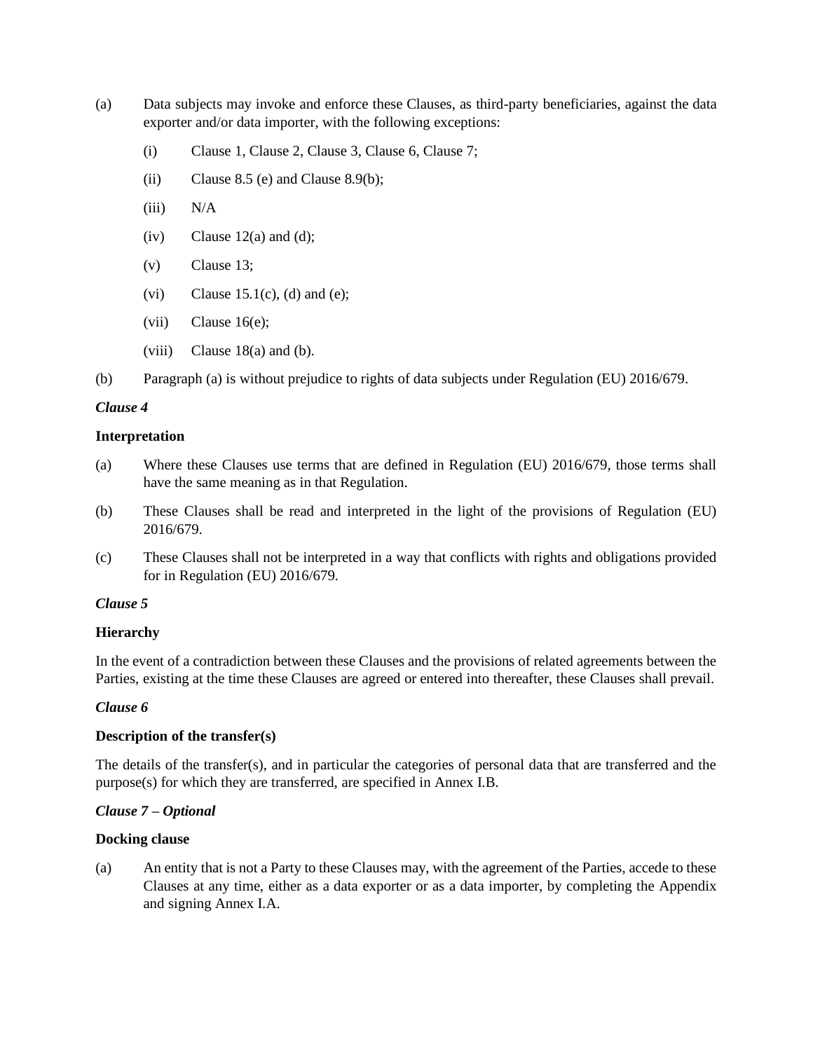(a) Data subjects may invoke and enforce these Clauses, as third-party beneficiaries, against the data exporter and/or data importer, with the following exceptions:

   (i) Clause 1, Clause 2, Clause 3, Clause 6, Clause 7;

   (ii) Clause 8.5 (e) and Clause 8.9(b);

   (iii) N/A

   (iv) Clause 12(a) and (d);

   (v) Clause 13;

   (vi) Clause 15.1(c), (d) and (e);

   (vii) Clause 16(e);

   (viii) Clause 18(a) and (b).

(b) Paragraph (a) is without prejudice to rights of data subjects under Regulation (EU) 2016/679.

***Clause 4***

**Interpretation**

(a) Where these Clauses use terms that are defined in Regulation (EU) 2016/679, those terms shall have the same meaning as in that Regulation.

(b) These Clauses shall be read and interpreted in the light of the provisions of Regulation (EU) 2016/679.

(c) These Clauses shall not be interpreted in a way that conflicts with rights and obligations provided for in Regulation (EU) 2016/679.

***Clause 5***

**Hierarchy**

In the event of a contradiction between these Clauses and the provisions of related agreements between the Parties, existing at the time these Clauses are agreed or entered into thereafter, these Clauses shall prevail.

***Clause 6***

**Description of the transfer(s)**

The details of the transfer(s), and in particular the categories of personal data that are transferred and the purpose(s) for which they are transferred, are specified in Annex I.B.

***Clause 7 – Optional***

**Docking clause**

(a) An entity that is not a Party to these Clauses may, with the agreement of the Parties, accede to these Clauses at any time, either as a data exporter or as a data importer, by completing the Appendix and signing Annex I.A.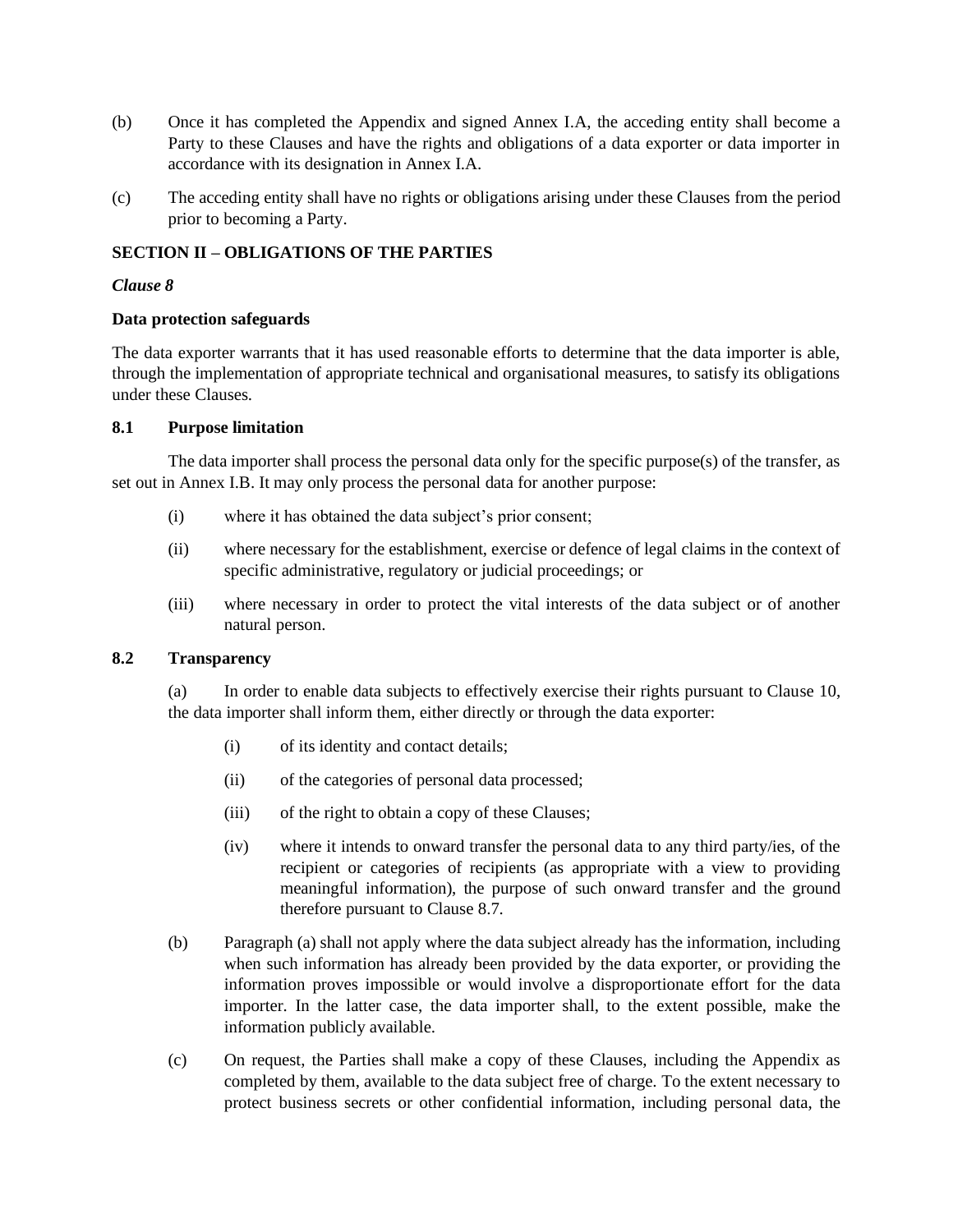(b) Once it has completed the Appendix and signed Annex I.A, the acceding entity shall become a Party to these Clauses and have the rights and obligations of a data exporter or data importer in accordance with its designation in Annex I.A.

(c) The acceding entity shall have no rights or obligations arising under these Clauses from the period prior to becoming a Party.

## SECTION II – OBLIGATIONS OF THE PARTIES

### *Clause 8*

### Data protection safeguards

The data exporter warrants that it has used reasonable efforts to determine that the data importer is able, through the implementation of appropriate technical and organisational measures, to satisfy its obligations under these Clauses.

#### 8.1 Purpose limitation

The data importer shall process the personal data only for the specific purpose(s) of the transfer, as set out in Annex I.B. It may only process the personal data for another purpose:

(i) where it has obtained the data subject's prior consent;

(ii) where necessary for the establishment, exercise or defence of legal claims in the context of specific administrative, regulatory or judicial proceedings; or

(iii) where necessary in order to protect the vital interests of the data subject or of another natural person.

#### 8.2 Transparency

(a) In order to enable data subjects to effectively exercise their rights pursuant to Clause 10, the data importer shall inform them, either directly or through the data exporter:

(i) of its identity and contact details;

(ii) of the categories of personal data processed;

(iii) of the right to obtain a copy of these Clauses;

(iv) where it intends to onward transfer the personal data to any third party/ies, of the recipient or categories of recipients (as appropriate with a view to providing meaningful information), the purpose of such onward transfer and the ground therefore pursuant to Clause 8.7.

(b) Paragraph (a) shall not apply where the data subject already has the information, including when such information has already been provided by the data exporter, or providing the information proves impossible or would involve a disproportionate effort for the data importer. In the latter case, the data importer shall, to the extent possible, make the information publicly available.

(c) On request, the Parties shall make a copy of these Clauses, including the Appendix as completed by them, available to the data subject free of charge. To the extent necessary to protect business secrets or other confidential information, including personal data, the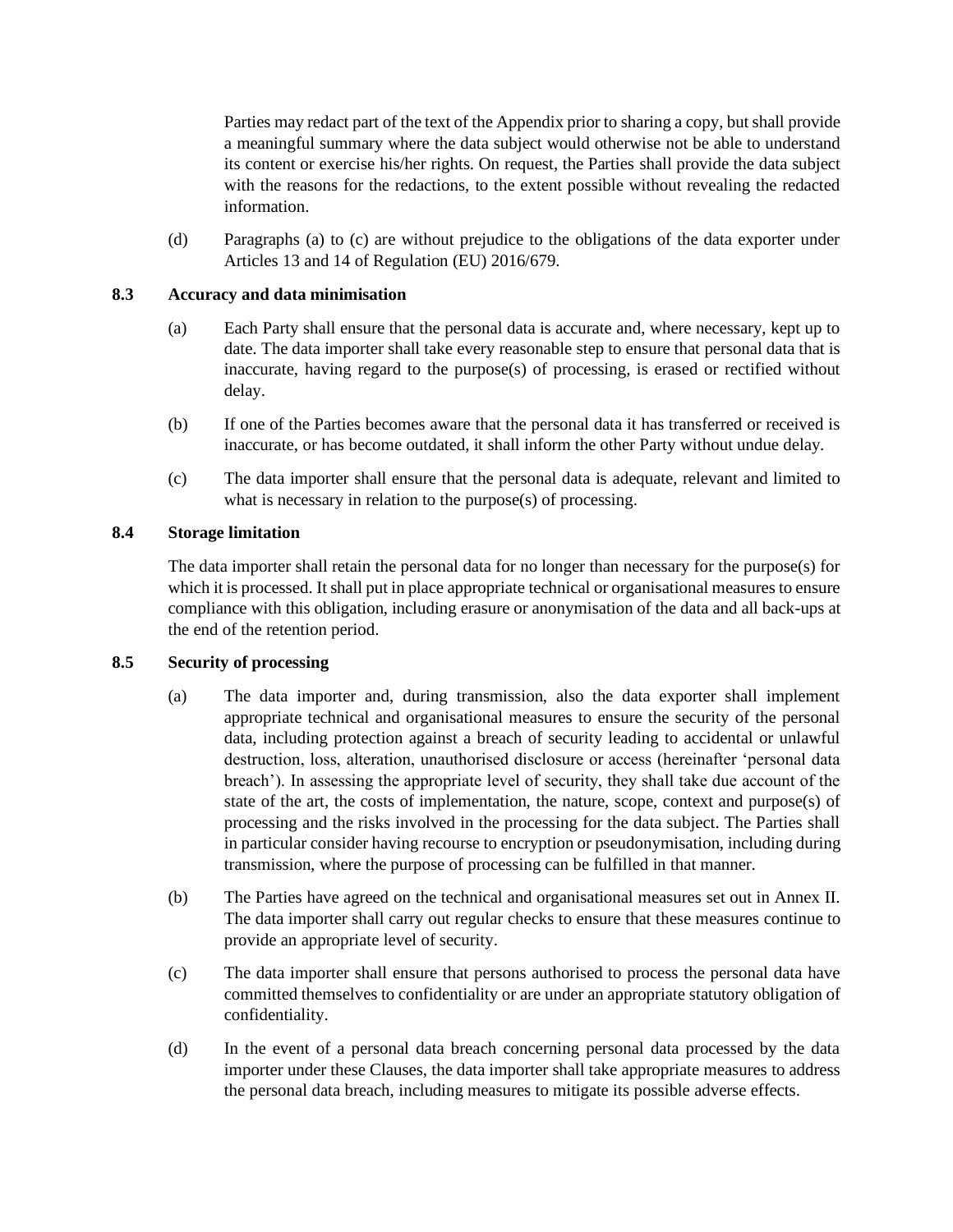Parties may redact part of the text of the Appendix prior to sharing a copy, but shall provide a meaningful summary where the data subject would otherwise not be able to understand its content or exercise his/her rights. On request, the Parties shall provide the data subject with the reasons for the redactions, to the extent possible without revealing the redacted information.

(d) Paragraphs (a) to (c) are without prejudice to the obligations of the data exporter under Articles 13 and 14 of Regulation (EU) 2016/679.

**8.3 Accuracy and data minimisation**

(a) Each Party shall ensure that the personal data is accurate and, where necessary, kept up to date. The data importer shall take every reasonable step to ensure that personal data that is inaccurate, having regard to the purpose(s) of processing, is erased or rectified without delay.

(b) If one of the Parties becomes aware that the personal data it has transferred or received is inaccurate, or has become outdated, it shall inform the other Party without undue delay.

(c) The data importer shall ensure that the personal data is adequate, relevant and limited to what is necessary in relation to the purpose(s) of processing.

**8.4 Storage limitation**

The data importer shall retain the personal data for no longer than necessary for the purpose(s) for which it is processed. It shall put in place appropriate technical or organisational measures to ensure compliance with this obligation, including erasure or anonymisation of the data and all back-ups at the end of the retention period.

**8.5 Security of processing**

(a) The data importer and, during transmission, also the data exporter shall implement appropriate technical and organisational measures to ensure the security of the personal data, including protection against a breach of security leading to accidental or unlawful destruction, loss, alteration, unauthorised disclosure or access (hereinafter 'personal data breach'). In assessing the appropriate level of security, they shall take due account of the state of the art, the costs of implementation, the nature, scope, context and purpose(s) of processing and the risks involved in the processing for the data subject. The Parties shall in particular consider having recourse to encryption or pseudonymisation, including during transmission, where the purpose of processing can be fulfilled in that manner.

(b) The Parties have agreed on the technical and organisational measures set out in Annex II. The data importer shall carry out regular checks to ensure that these measures continue to provide an appropriate level of security.

(c) The data importer shall ensure that persons authorised to process the personal data have committed themselves to confidentiality or are under an appropriate statutory obligation of confidentiality.

(d) In the event of a personal data breach concerning personal data processed by the data importer under these Clauses, the data importer shall take appropriate measures to address the personal data breach, including measures to mitigate its possible adverse effects.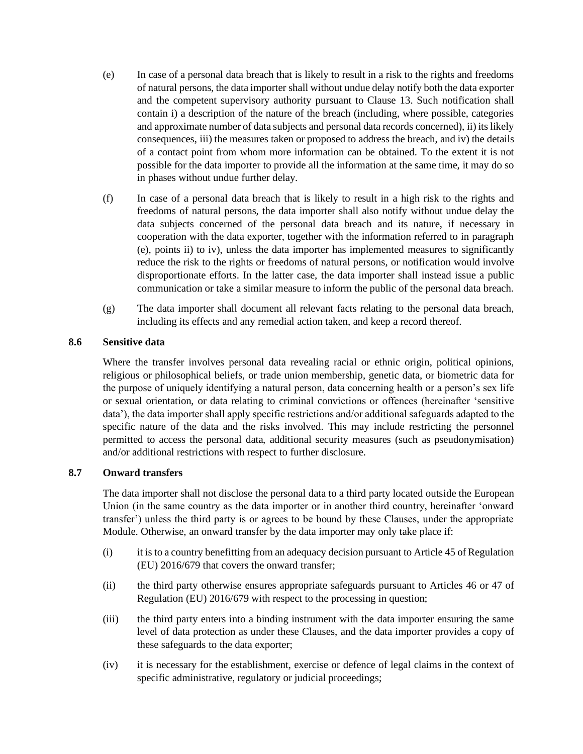(e) In case of a personal data breach that is likely to result in a risk to the rights and freedoms of natural persons, the data importer shall without undue delay notify both the data exporter and the competent supervisory authority pursuant to Clause 13. Such notification shall contain i) a description of the nature of the breach (including, where possible, categories and approximate number of data subjects and personal data records concerned), ii) its likely consequences, iii) the measures taken or proposed to address the breach, and iv) the details of a contact point from whom more information can be obtained. To the extent it is not possible for the data importer to provide all the information at the same time, it may do so in phases without undue further delay.

(f) In case of a personal data breach that is likely to result in a high risk to the rights and freedoms of natural persons, the data importer shall also notify without undue delay the data subjects concerned of the personal data breach and its nature, if necessary in cooperation with the data exporter, together with the information referred to in paragraph (e), points ii) to iv), unless the data importer has implemented measures to significantly reduce the risk to the rights or freedoms of natural persons, or notification would involve disproportionate efforts. In the latter case, the data importer shall instead issue a public communication or take a similar measure to inform the public of the personal data breach.

(g) The data importer shall document all relevant facts relating to the personal data breach, including its effects and any remedial action taken, and keep a record thereof.

**8.6 Sensitive data**

Where the transfer involves personal data revealing racial or ethnic origin, political opinions, religious or philosophical beliefs, or trade union membership, genetic data, or biometric data for the purpose of uniquely identifying a natural person, data concerning health or a person's sex life or sexual orientation, or data relating to criminal convictions or offences (hereinafter 'sensitive data'), the data importer shall apply specific restrictions and/or additional safeguards adapted to the specific nature of the data and the risks involved. This may include restricting the personnel permitted to access the personal data, additional security measures (such as pseudonymisation) and/or additional restrictions with respect to further disclosure.

**8.7 Onward transfers**

The data importer shall not disclose the personal data to a third party located outside the European Union (in the same country as the data importer or in another third country, hereinafter 'onward transfer') unless the third party is or agrees to be bound by these Clauses, under the appropriate Module. Otherwise, an onward transfer by the data importer may only take place if:

(i) it is to a country benefitting from an adequacy decision pursuant to Article 45 of Regulation (EU) 2016/679 that covers the onward transfer;

(ii) the third party otherwise ensures appropriate safeguards pursuant to Articles 46 or 47 of Regulation (EU) 2016/679 with respect to the processing in question;

(iii) the third party enters into a binding instrument with the data importer ensuring the same level of data protection as under these Clauses, and the data importer provides a copy of these safeguards to the data exporter;

(iv) it is necessary for the establishment, exercise or defence of legal claims in the context of specific administrative, regulatory or judicial proceedings;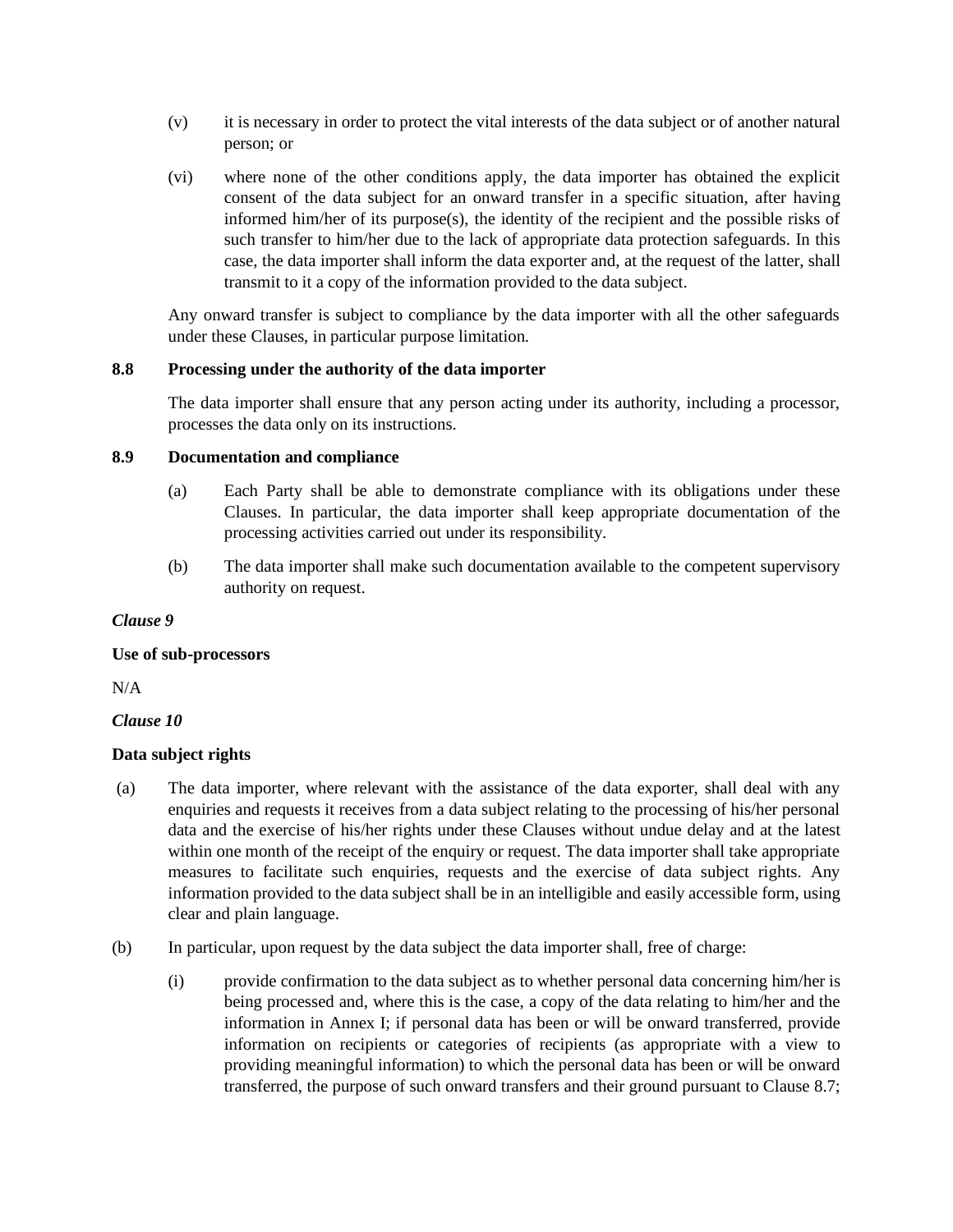(v) it is necessary in order to protect the vital interests of the data subject or of another natural person; or

(vi) where none of the other conditions apply, the data importer has obtained the explicit consent of the data subject for an onward transfer in a specific situation, after having informed him/her of its purpose(s), the identity of the recipient and the possible risks of such transfer to him/her due to the lack of appropriate data protection safeguards. In this case, the data importer shall inform the data exporter and, at the request of the latter, shall transmit to it a copy of the information provided to the data subject.

Any onward transfer is subject to compliance by the data importer with all the other safeguards under these Clauses, in particular purpose limitation.

**8.8 Processing under the authority of the data importer**

The data importer shall ensure that any person acting under its authority, including a processor, processes the data only on its instructions.

**8.9 Documentation and compliance**

(a) Each Party shall be able to demonstrate compliance with its obligations under these Clauses. In particular, the data importer shall keep appropriate documentation of the processing activities carried out under its responsibility.

(b) The data importer shall make such documentation available to the competent supervisory authority on request.

***Clause 9***

**Use of sub-processors**

N/A

***Clause 10***

**Data subject rights**

(a) The data importer, where relevant with the assistance of the data exporter, shall deal with any enquiries and requests it receives from a data subject relating to the processing of his/her personal data and the exercise of his/her rights under these Clauses without undue delay and at the latest within one month of the receipt of the enquiry or request. The data importer shall take appropriate measures to facilitate such enquiries, requests and the exercise of data subject rights. Any information provided to the data subject shall be in an intelligible and easily accessible form, using clear and plain language.

(b) In particular, upon request by the data subject the data importer shall, free of charge:

(i) provide confirmation to the data subject as to whether personal data concerning him/her is being processed and, where this is the case, a copy of the data relating to him/her and the information in Annex I; if personal data has been or will be onward transferred, provide information on recipients or categories of recipients (as appropriate with a view to providing meaningful information) to which the personal data has been or will be onward transferred, the purpose of such onward transfers and their ground pursuant to Clause 8.7;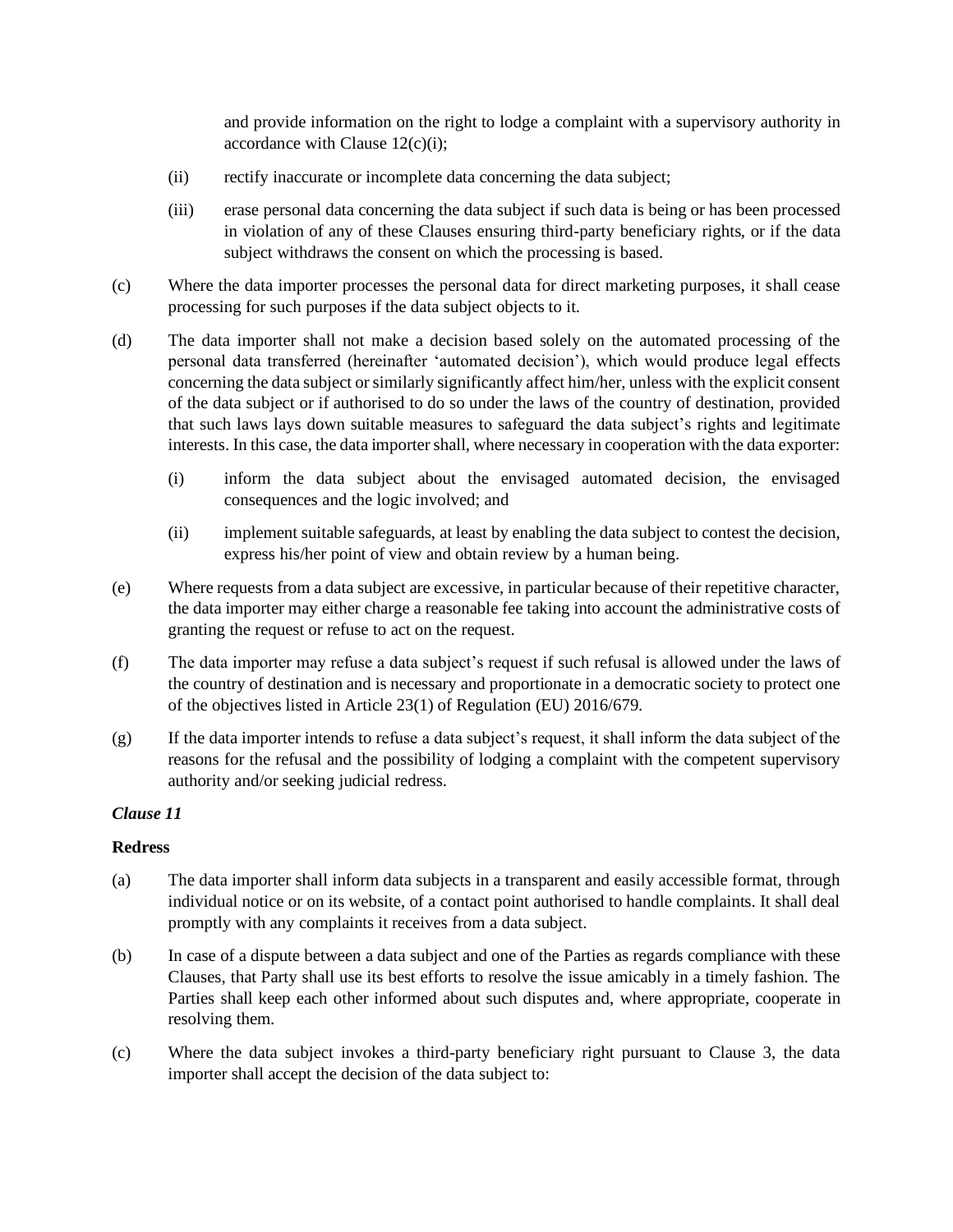and provide information on the right to lodge a complaint with a supervisory authority in accordance with Clause 12(c)(i);

(ii) rectify inaccurate or incomplete data concerning the data subject;

(iii) erase personal data concerning the data subject if such data is being or has been processed in violation of any of these Clauses ensuring third-party beneficiary rights, or if the data subject withdraws the consent on which the processing is based.

(c) Where the data importer processes the personal data for direct marketing purposes, it shall cease processing for such purposes if the data subject objects to it.

(d) The data importer shall not make a decision based solely on the automated processing of the personal data transferred (hereinafter 'automated decision'), which would produce legal effects concerning the data subject or similarly significantly affect him/her, unless with the explicit consent of the data subject or if authorised to do so under the laws of the country of destination, provided that such laws lays down suitable measures to safeguard the data subject's rights and legitimate interests. In this case, the data importer shall, where necessary in cooperation with the data exporter:

(i) inform the data subject about the envisaged automated decision, the envisaged consequences and the logic involved; and

(ii) implement suitable safeguards, at least by enabling the data subject to contest the decision, express his/her point of view and obtain review by a human being.

(e) Where requests from a data subject are excessive, in particular because of their repetitive character, the data importer may either charge a reasonable fee taking into account the administrative costs of granting the request or refuse to act on the request.

(f) The data importer may refuse a data subject's request if such refusal is allowed under the laws of the country of destination and is necessary and proportionate in a democratic society to protect one of the objectives listed in Article 23(1) of Regulation (EU) 2016/679.

(g) If the data importer intends to refuse a data subject's request, it shall inform the data subject of the reasons for the refusal and the possibility of lodging a complaint with the competent supervisory authority and/or seeking judicial redress.

### *Clause 11*

**Redress**

(a) The data importer shall inform data subjects in a transparent and easily accessible format, through individual notice or on its website, of a contact point authorised to handle complaints. It shall deal promptly with any complaints it receives from a data subject.

(b) In case of a dispute between a data subject and one of the Parties as regards compliance with these Clauses, that Party shall use its best efforts to resolve the issue amicably in a timely fashion. The Parties shall keep each other informed about such disputes and, where appropriate, cooperate in resolving them.

(c) Where the data subject invokes a third-party beneficiary right pursuant to Clause 3, the data importer shall accept the decision of the data subject to: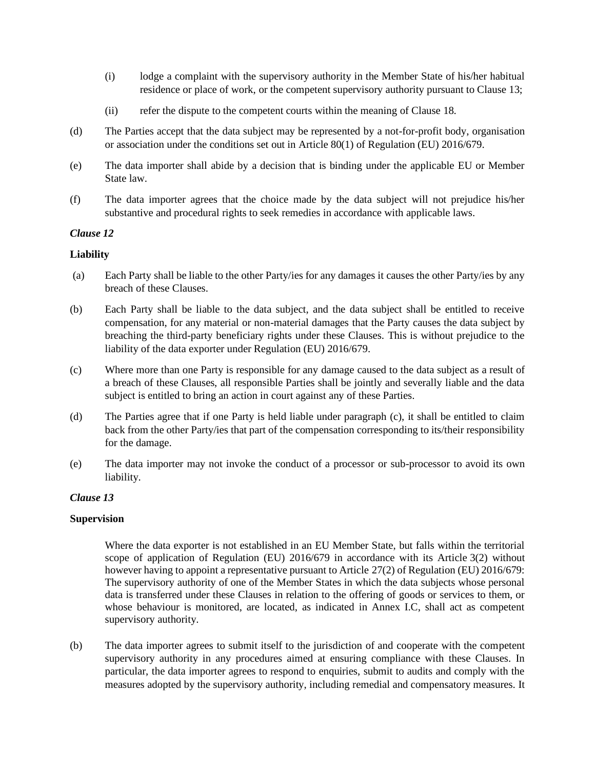(i) lodge a complaint with the supervisory authority in the Member State of his/her habitual residence or place of work, or the competent supervisory authority pursuant to Clause 13;

(ii) refer the dispute to the competent courts within the meaning of Clause 18.

(d) The Parties accept that the data subject may be represented by a not-for-profit body, organisation or association under the conditions set out in Article 80(1) of Regulation (EU) 2016/679.

(e) The data importer shall abide by a decision that is binding under the applicable EU or Member State law.

(f) The data importer agrees that the choice made by the data subject will not prejudice his/her substantive and procedural rights to seek remedies in accordance with applicable laws.

***Clause 12***

**Liability**

(a) Each Party shall be liable to the other Party/ies for any damages it causes the other Party/ies by any breach of these Clauses.

(b) Each Party shall be liable to the data subject, and the data subject shall be entitled to receive compensation, for any material or non-material damages that the Party causes the data subject by breaching the third-party beneficiary rights under these Clauses. This is without prejudice to the liability of the data exporter under Regulation (EU) 2016/679.

(c) Where more than one Party is responsible for any damage caused to the data subject as a result of a breach of these Clauses, all responsible Parties shall be jointly and severally liable and the data subject is entitled to bring an action in court against any of these Parties.

(d) The Parties agree that if one Party is held liable under paragraph (c), it shall be entitled to claim back from the other Party/ies that part of the compensation corresponding to its/their responsibility for the damage.

(e) The data importer may not invoke the conduct of a processor or sub-processor to avoid its own liability.

***Clause 13***

**Supervision**

Where the data exporter is not established in an EU Member State, but falls within the territorial scope of application of Regulation (EU) 2016/679 in accordance with its Article 3(2) without however having to appoint a representative pursuant to Article 27(2) of Regulation (EU) 2016/679: The supervisory authority of one of the Member States in which the data subjects whose personal data is transferred under these Clauses in relation to the offering of goods or services to them, or whose behaviour is monitored, are located, as indicated in Annex I.C, shall act as competent supervisory authority.

(b) The data importer agrees to submit itself to the jurisdiction of and cooperate with the competent supervisory authority in any procedures aimed at ensuring compliance with these Clauses. In particular, the data importer agrees to respond to enquiries, submit to audits and comply with the measures adopted by the supervisory authority, including remedial and compensatory measures. It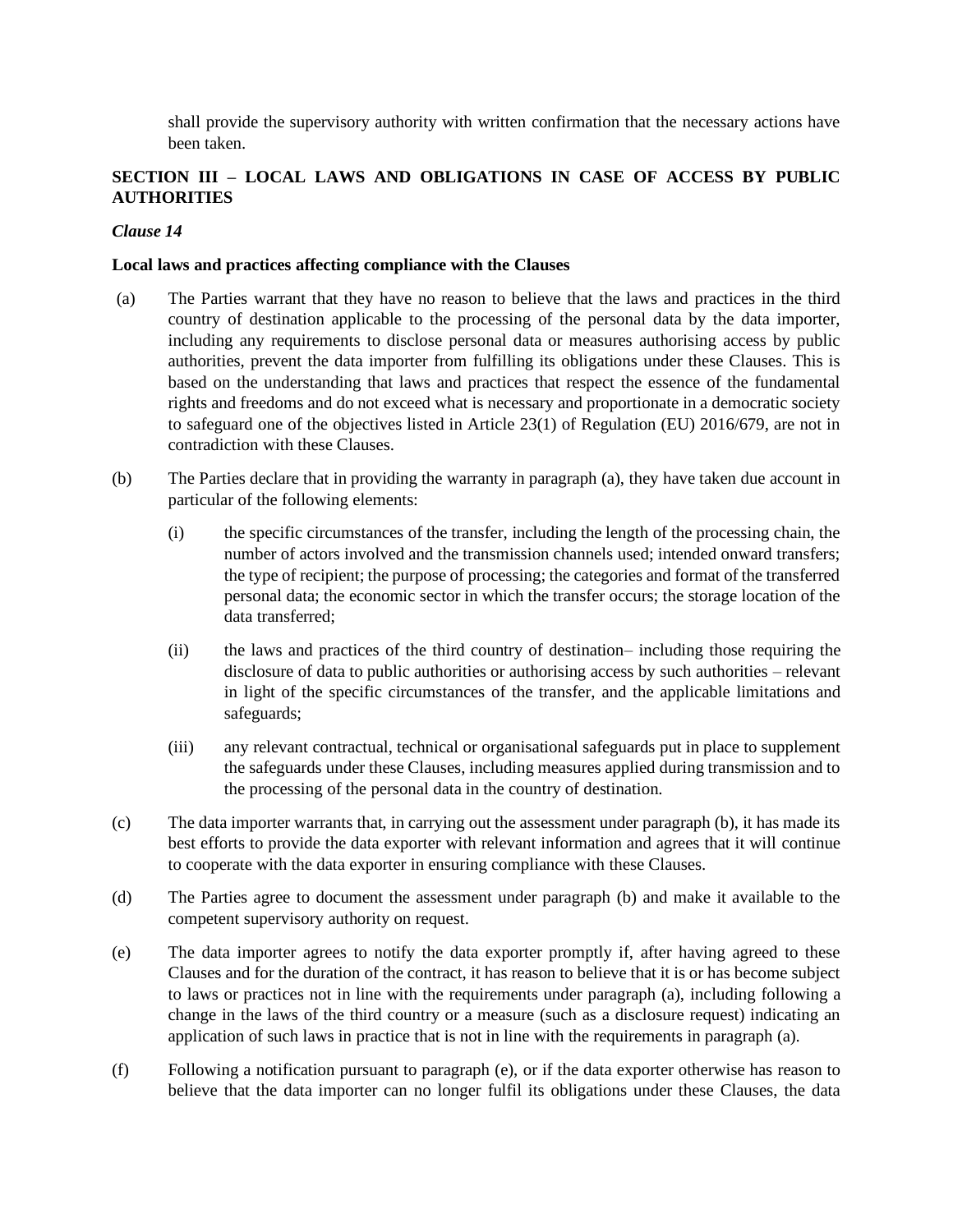shall provide the supervisory authority with written confirmation that the necessary actions have been taken.

## SECTION III – LOCAL LAWS AND OBLIGATIONS IN CASE OF ACCESS BY PUBLIC AUTHORITIES

### *Clause 14*

### Local laws and practices affecting compliance with the Clauses

(a) The Parties warrant that they have no reason to believe that the laws and practices in the third country of destination applicable to the processing of the personal data by the data importer, including any requirements to disclose personal data or measures authorising access by public authorities, prevent the data importer from fulfilling its obligations under these Clauses. This is based on the understanding that laws and practices that respect the essence of the fundamental rights and freedoms and do not exceed what is necessary and proportionate in a democratic society to safeguard one of the objectives listed in Article 23(1) of Regulation (EU) 2016/679, are not in contradiction with these Clauses.

(b) The Parties declare that in providing the warranty in paragraph (a), they have taken due account in particular of the following elements:

   (i) the specific circumstances of the transfer, including the length of the processing chain, the number of actors involved and the transmission channels used; intended onward transfers; the type of recipient; the purpose of processing; the categories and format of the transferred personal data; the economic sector in which the transfer occurs; the storage location of the data transferred;

   (ii) the laws and practices of the third country of destination– including those requiring the disclosure of data to public authorities or authorising access by such authorities – relevant in light of the specific circumstances of the transfer, and the applicable limitations and safeguards;

   (iii) any relevant contractual, technical or organisational safeguards put in place to supplement the safeguards under these Clauses, including measures applied during transmission and to the processing of the personal data in the country of destination.

(c) The data importer warrants that, in carrying out the assessment under paragraph (b), it has made its best efforts to provide the data exporter with relevant information and agrees that it will continue to cooperate with the data exporter in ensuring compliance with these Clauses.

(d) The Parties agree to document the assessment under paragraph (b) and make it available to the competent supervisory authority on request.

(e) The data importer agrees to notify the data exporter promptly if, after having agreed to these Clauses and for the duration of the contract, it has reason to believe that it is or has become subject to laws or practices not in line with the requirements under paragraph (a), including following a change in the laws of the third country or a measure (such as a disclosure request) indicating an application of such laws in practice that is not in line with the requirements in paragraph (a).

(f) Following a notification pursuant to paragraph (e), or if the data exporter otherwise has reason to believe that the data importer can no longer fulfil its obligations under these Clauses, the data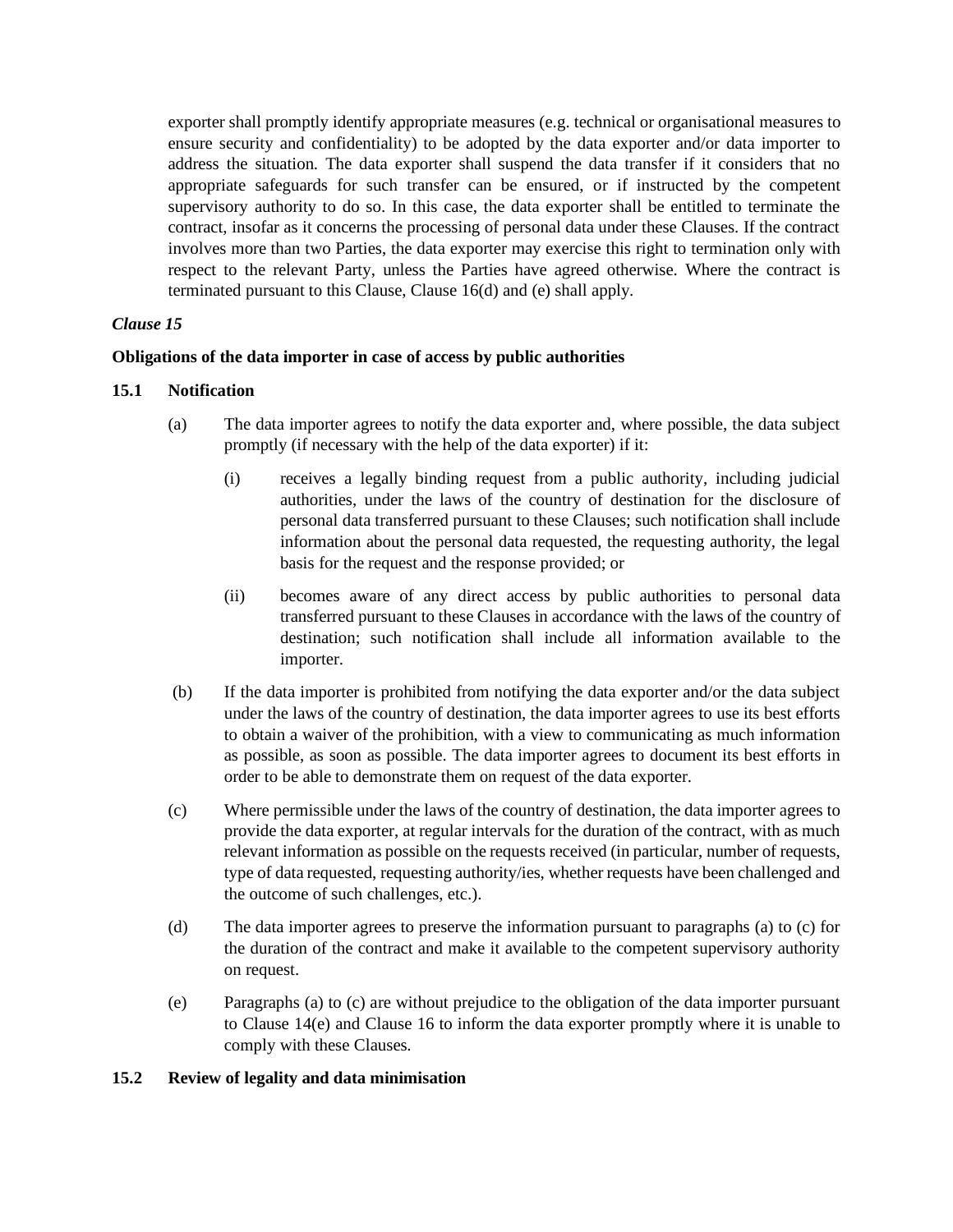exporter shall promptly identify appropriate measures (e.g. technical or organisational measures to ensure security and confidentiality) to be adopted by the data exporter and/or data importer to address the situation. The data exporter shall suspend the data transfer if it considers that no appropriate safeguards for such transfer can be ensured, or if instructed by the competent supervisory authority to do so. In this case, the data exporter shall be entitled to terminate the contract, insofar as it concerns the processing of personal data under these Clauses. If the contract involves more than two Parties, the data exporter may exercise this right to termination only with respect to the relevant Party, unless the Parties have agreed otherwise. Where the contract is terminated pursuant to this Clause, Clause 16(d) and (e) shall apply.

*Clause 15*

**Obligations of the data importer in case of access by public authorities**

**15.1 Notification**

(a) The data importer agrees to notify the data exporter and, where possible, the data subject promptly (if necessary with the help of the data exporter) if it:

(i) receives a legally binding request from a public authority, including judicial authorities, under the laws of the country of destination for the disclosure of personal data transferred pursuant to these Clauses; such notification shall include information about the personal data requested, the requesting authority, the legal basis for the request and the response provided; or

(ii) becomes aware of any direct access by public authorities to personal data transferred pursuant to these Clauses in accordance with the laws of the country of destination; such notification shall include all information available to the importer.

(b) If the data importer is prohibited from notifying the data exporter and/or the data subject under the laws of the country of destination, the data importer agrees to use its best efforts to obtain a waiver of the prohibition, with a view to communicating as much information as possible, as soon as possible. The data importer agrees to document its best efforts in order to be able to demonstrate them on request of the data exporter.

(c) Where permissible under the laws of the country of destination, the data importer agrees to provide the data exporter, at regular intervals for the duration of the contract, with as much relevant information as possible on the requests received (in particular, number of requests, type of data requested, requesting authority/ies, whether requests have been challenged and the outcome of such challenges, etc.).

(d) The data importer agrees to preserve the information pursuant to paragraphs (a) to (c) for the duration of the contract and make it available to the competent supervisory authority on request.

(e) Paragraphs (a) to (c) are without prejudice to the obligation of the data importer pursuant to Clause 14(e) and Clause 16 to inform the data exporter promptly where it is unable to comply with these Clauses.

**15.2 Review of legality and data minimisation**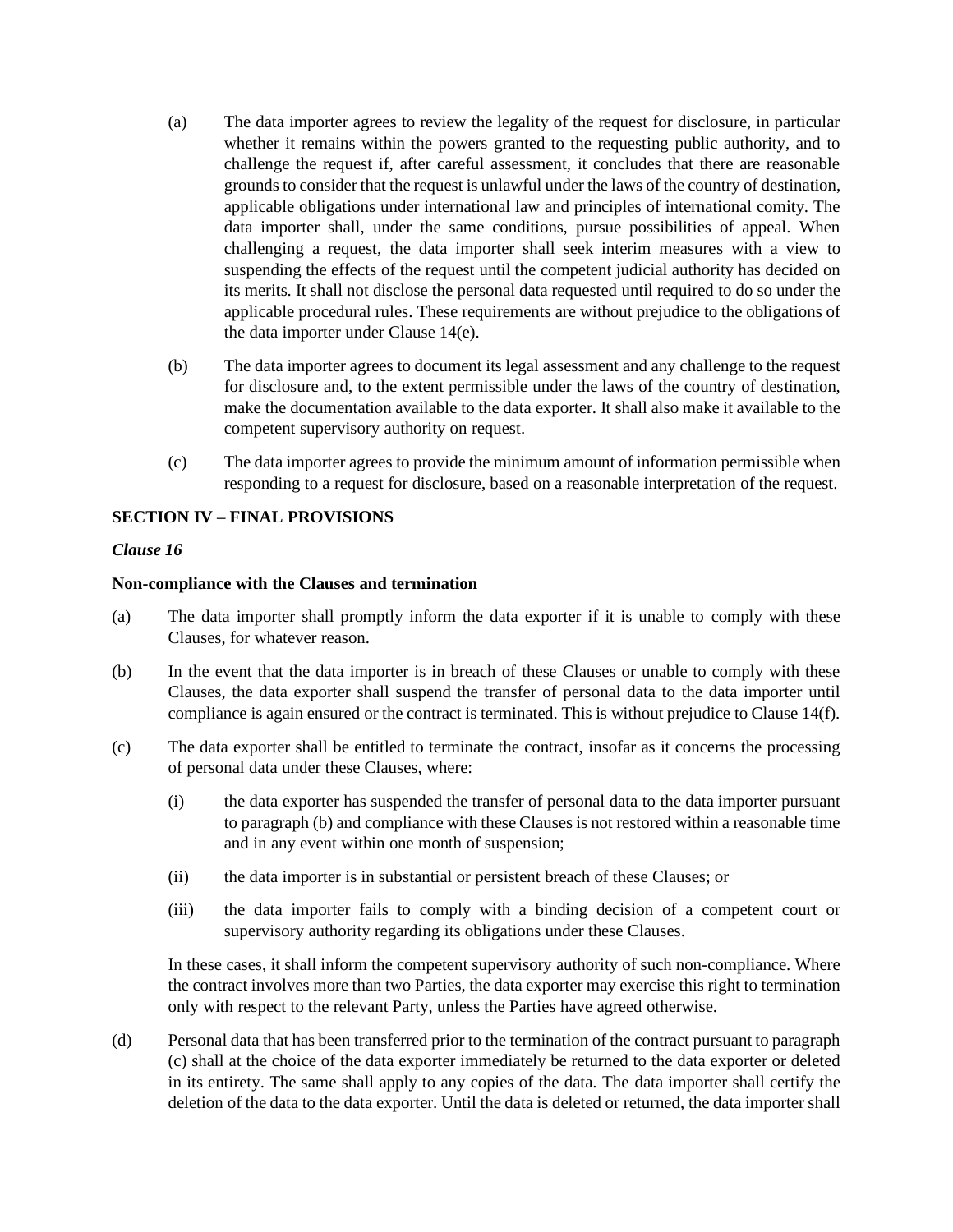(a) The data importer agrees to review the legality of the request for disclosure, in particular whether it remains within the powers granted to the requesting public authority, and to challenge the request if, after careful assessment, it concludes that there are reasonable grounds to consider that the request is unlawful under the laws of the country of destination, applicable obligations under international law and principles of international comity. The data importer shall, under the same conditions, pursue possibilities of appeal. When challenging a request, the data importer shall seek interim measures with a view to suspending the effects of the request until the competent judicial authority has decided on its merits. It shall not disclose the personal data requested until required to do so under the applicable procedural rules. These requirements are without prejudice to the obligations of the data importer under Clause 14(e).

(b) The data importer agrees to document its legal assessment and any challenge to the request for disclosure and, to the extent permissible under the laws of the country of destination, make the documentation available to the data exporter. It shall also make it available to the competent supervisory authority on request.

(c) The data importer agrees to provide the minimum amount of information permissible when responding to a request for disclosure, based on a reasonable interpretation of the request.

**SECTION IV – FINAL PROVISIONS**

***Clause 16***

**Non-compliance with the Clauses and termination**

(a) The data importer shall promptly inform the data exporter if it is unable to comply with these Clauses, for whatever reason.

(b) In the event that the data importer is in breach of these Clauses or unable to comply with these Clauses, the data exporter shall suspend the transfer of personal data to the data importer until compliance is again ensured or the contract is terminated. This is without prejudice to Clause 14(f).

(c) The data exporter shall be entitled to terminate the contract, insofar as it concerns the processing of personal data under these Clauses, where:

(i) the data exporter has suspended the transfer of personal data to the data importer pursuant to paragraph (b) and compliance with these Clauses is not restored within a reasonable time and in any event within one month of suspension;

(ii) the data importer is in substantial or persistent breach of these Clauses; or

(iii) the data importer fails to comply with a binding decision of a competent court or supervisory authority regarding its obligations under these Clauses.

In these cases, it shall inform the competent supervisory authority of such non-compliance. Where the contract involves more than two Parties, the data exporter may exercise this right to termination only with respect to the relevant Party, unless the Parties have agreed otherwise.

(d) Personal data that has been transferred prior to the termination of the contract pursuant to paragraph (c) shall at the choice of the data exporter immediately be returned to the data exporter or deleted in its entirety. The same shall apply to any copies of the data. The data importer shall certify the deletion of the data to the data exporter. Until the data is deleted or returned, the data importer shall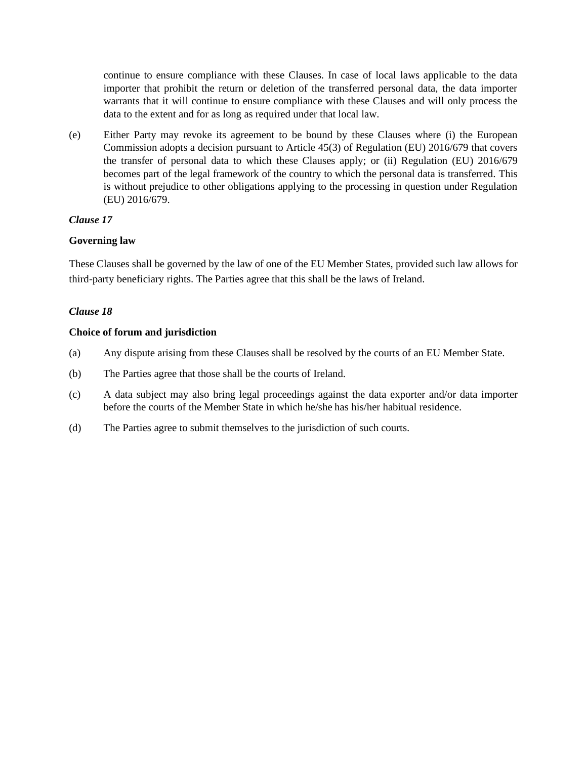continue to ensure compliance with these Clauses. In case of local laws applicable to the data importer that prohibit the return or deletion of the transferred personal data, the data importer warrants that it will continue to ensure compliance with these Clauses and will only process the data to the extent and for as long as required under that local law.

(e) Either Party may revoke its agreement to be bound by these Clauses where (i) the European Commission adopts a decision pursuant to Article 45(3) of Regulation (EU) 2016/679 that covers the transfer of personal data to which these Clauses apply; or (ii) Regulation (EU) 2016/679 becomes part of the legal framework of the country to which the personal data is transferred. This is without prejudice to other obligations applying to the processing in question under Regulation (EU) 2016/679.

*Clause 17*

**Governing law**

These Clauses shall be governed by the law of one of the EU Member States, provided such law allows for third-party beneficiary rights. The Parties agree that this shall be the laws of Ireland.

*Clause 18*

**Choice of forum and jurisdiction**

(a) Any dispute arising from these Clauses shall be resolved by the courts of an EU Member State.

(b) The Parties agree that those shall be the courts of Ireland.

(c) A data subject may also bring legal proceedings against the data exporter and/or data importer before the courts of the Member State in which he/she has his/her habitual residence.

(d) The Parties agree to submit themselves to the jurisdiction of such courts.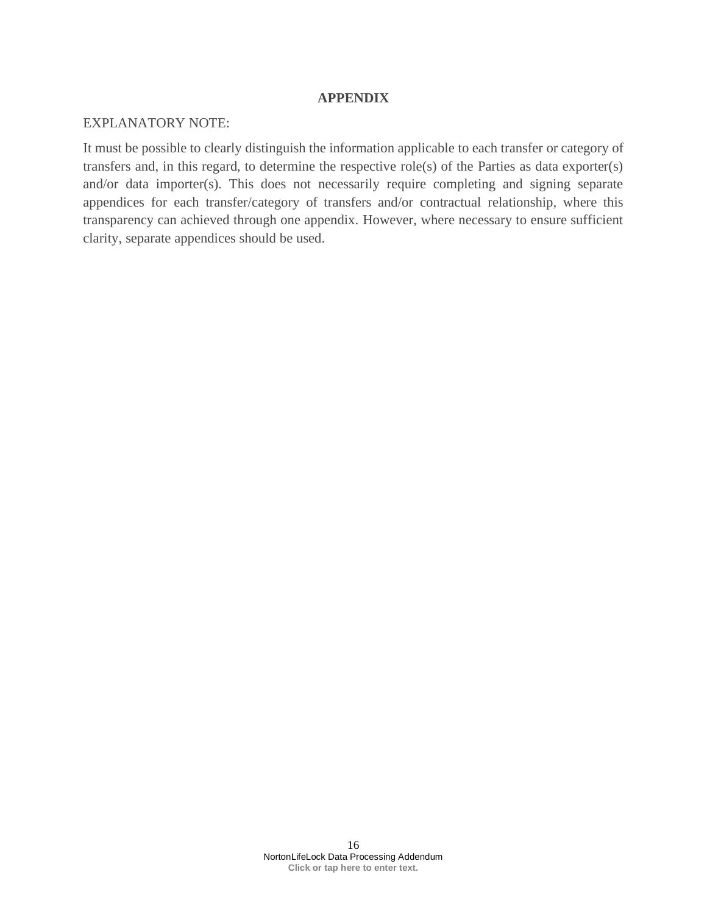## APPENDIX

EXPLANATORY NOTE:

It must be possible to clearly distinguish the information applicable to each transfer or category of transfers and, in this regard, to determine the respective role(s) of the Parties as data exporter(s) and/or data importer(s). This does not necessarily require completing and signing separate appendices for each transfer/category of transfers and/or contractual relationship, where this transparency can achieved through one appendix. However, where necessary to ensure sufficient clarity, separate appendices should be used.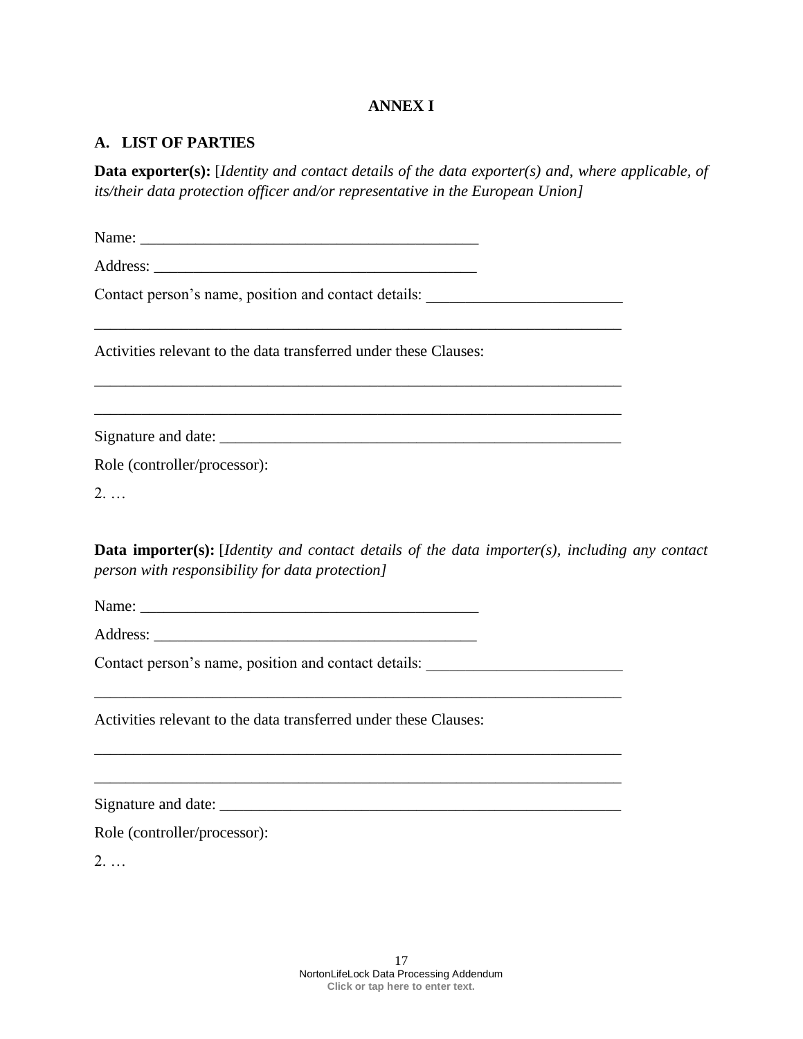# ANNEX I

## A. LIST OF PARTIES

**Data exporter(s):** [*Identity and contact details of the data exporter(s) and, where applicable, of its/their data protection officer and/or representative in the European Union]*

Name: ___________________________________________

Address: ________________________________________

Contact person's name, position and contact details: _________________________

_____________________________________________________________________

Activities relevant to the data transferred under these Clauses:

_____________________________________________________________________

_____________________________________________________________________

Signature and date: ____________________________________________________

Role (controller/processor):

2. …

**Data importer(s):** [*Identity and contact details of the data importer(s), including any contact person with responsibility for data protection]*

Name: ___________________________________________

Address: ________________________________________

Contact person's name, position and contact details: _________________________

_____________________________________________________________________

Activities relevant to the data transferred under these Clauses:

_____________________________________________________________________

_____________________________________________________________________

Signature and date: ____________________________________________________

Role (controller/processor):

2. …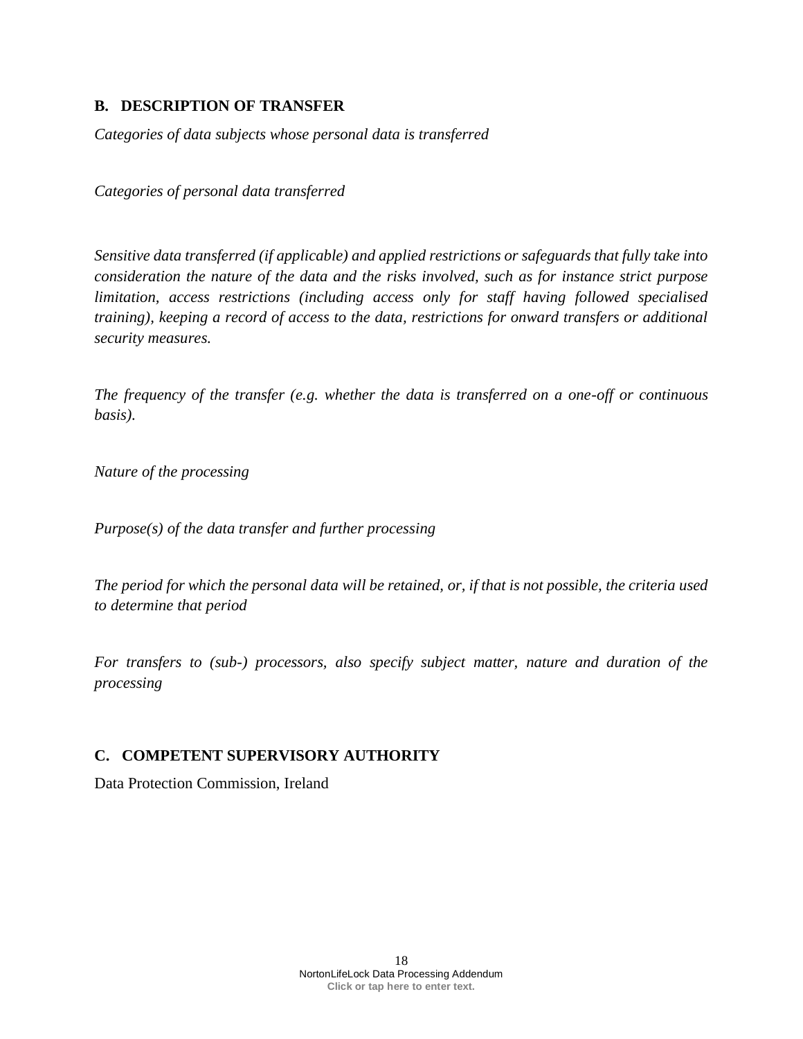## B. DESCRIPTION OF TRANSFER

*Categories of data subjects whose personal data is transferred*

*Categories of personal data transferred*

*Sensitive data transferred (if applicable) and applied restrictions or safeguards that fully take into consideration the nature of the data and the risks involved, such as for instance strict purpose limitation, access restrictions (including access only for staff having followed specialised training), keeping a record of access to the data, restrictions for onward transfers or additional security measures.*

*The frequency of the transfer (e.g. whether the data is transferred on a one-off or continuous basis).*

*Nature of the processing*

*Purpose(s) of the data transfer and further processing*

*The period for which the personal data will be retained, or, if that is not possible, the criteria used to determine that period*

*For transfers to (sub-) processors, also specify subject matter, nature and duration of the processing*

## C. COMPETENT SUPERVISORY AUTHORITY

Data Protection Commission, Ireland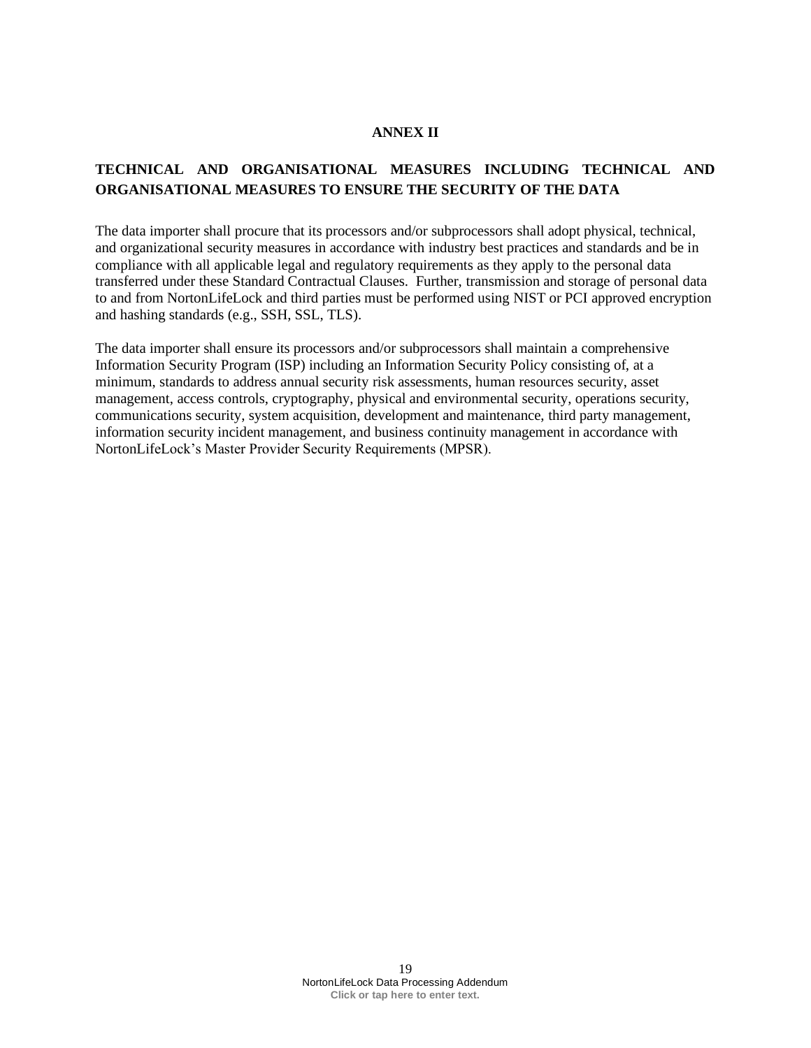**ANNEX II**

**TECHNICAL AND ORGANISATIONAL MEASURES INCLUDING TECHNICAL AND ORGANISATIONAL MEASURES TO ENSURE THE SECURITY OF THE DATA**

The data importer shall procure that its processors and/or subprocessors shall adopt physical, technical, and organizational security measures in accordance with industry best practices and standards and be in compliance with all applicable legal and regulatory requirements as they apply to the personal data transferred under these Standard Contractual Clauses. Further, transmission and storage of personal data to and from NortonLifeLock and third parties must be performed using NIST or PCI approved encryption and hashing standards (e.g., SSH, SSL, TLS).

The data importer shall ensure its processors and/or subprocessors shall maintain a comprehensive Information Security Program (ISP) including an Information Security Policy consisting of, at a minimum, standards to address annual security risk assessments, human resources security, asset management, access controls, cryptography, physical and environmental security, operations security, communications security, system acquisition, development and maintenance, third party management, information security incident management, and business continuity management in accordance with NortonLifeLock's Master Provider Security Requirements (MPSR).